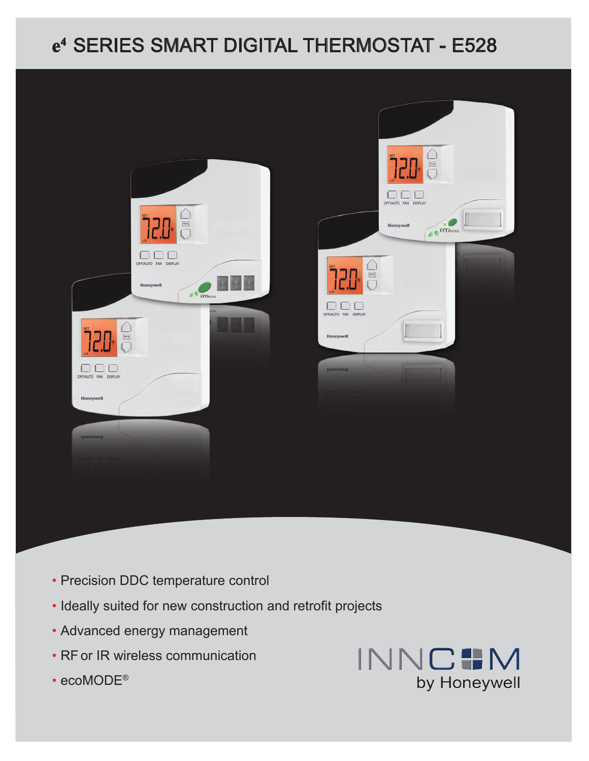# e⁴ SERIES SMART DIGITAL THERMOSTAT - E528

- Precision DDC temperature control
- Ideally suited for new construction and retrofit projects
- Advanced energy management
- RF or IR wireless communication
- ecoMODE®

INNCOM by Honeywell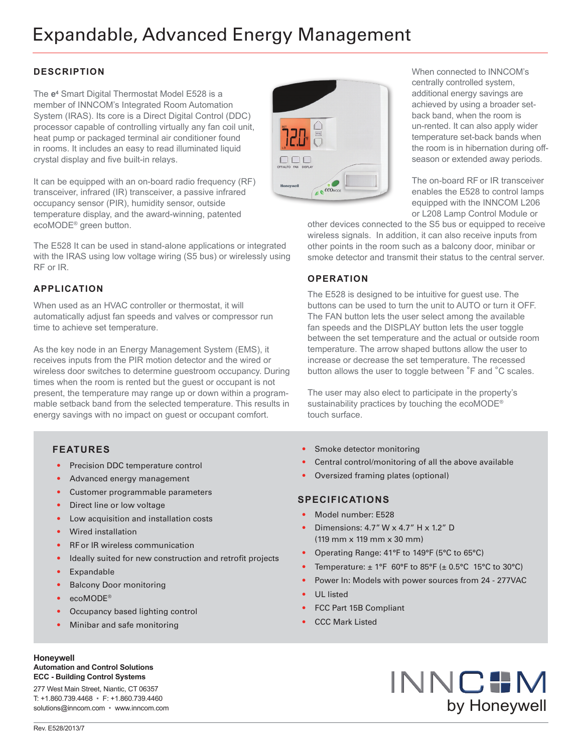# Expandable, Advanced Energy Management

## DESCRIPTION

The **e**[4] Smart Digital Thermostat Model E528 is a member of INNCOM's Integrated Room Automation System (IRAS). Its core is a Direct Digital Control (DDC) processor capable of controlling virtually any fan coil unit, heat pump or packaged terminal air conditioner found in rooms. It includes an easy to read illuminated liquid crystal display and five built-in relays.

It can be equipped with an on-board radio frequency (RF) transceiver, infrared (IR) transceiver, a passive infrared occupancy sensor (PIR), humidity sensor, outside temperature display, and the award-winning, patented ecoMODE® green button.

The E528 It can be used in stand-alone applications or integrated with the IRAS using low voltage wiring (S5 bus) or wirelessly using RF or IR.

## APPLICATION

When used as an HVAC controller or thermostat, it will automatically adjust fan speeds and valves or compressor run time to achieve set temperature.

As the key node in an Energy Management System (EMS), it receives inputs from the PIR motion detector and the wired or wireless door switches to determine guestroom occupancy. During times when the room is rented but the guest or occupant is not present, the temperature may range up or down within a programmable setback band from the selected temperature. This results in energy savings with no impact on guest or occupant comfort.

When connected to INNCOM's centrally controlled system, additional energy savings are achieved by using a broader set-back band when the room is un-rented. It can also apply wider temperature set-back bands when the room is in hibernation during off-season or extended away periods.

The on-board RF or IR transceiver enables the E528 to control lamps equipped with the INNCOM L206 or L208 Lamp Control Module or other devices connected to the S5 bus or equipped to receive wireless signals. In addition, it can also receive inputs from other points in the room such as a balcony door, minibar or smoke detector and transmit their status to the central server.

## OPERATION

The E528 is designed to be intuitive for guest use. The buttons can be used to turn the unit to AUTO or turn it OFF. The FAN button lets the user select among the available fan speeds and the DISPLAY button lets the user toggle between the set temperature and the actual or outside room temperature. The arrow shaped buttons allow the user to increase or decrease the set temperature. The recessed button allows the user to toggle between °F and °C scales.

The user may also elect to participate in the property's sustainability practices by touching the ecoMODE® touch surface.

## FEATURES

- Precision DDC temperature control
- Advanced energy management
- Customer programmable parameters
- Direct line or low voltage
- Low acquisition and installation costs
- Wired installation
- RF or IR wireless communication
- Ideally suited for new construction and retrofit projects
- Expandable
- Balcony Door monitoring
- ecoMODE®
- Occupancy based lighting control
- Minibar and safe monitoring
- Smoke detector monitoring
- Central control/monitoring of all the above available
- Oversized framing plates (optional)

## SPECIFICATIONS

- Model number: E528
- Dimensions: 4.7" W x 4.7" H x 1.2" D (119 mm x 119 mm x 30 mm)
- Operating Range: 41°F to 149°F (5°C to 65°C)
- Temperature: ± 1°F 60°F to 85°F (± 0.5°C 15°C to 30°C)
- Power In: Models with power sources from 24 - 277VAC
- UL listed
- FCC Part 15B Compliant
- CCC Mark Listed

**Honeywell**
**Automation and Control Solutions**
**ECC - Building Control Systems**
277 West Main Street, Niantic, CT 06357
T: +1.860.739.4468 • F: +1.860.739.4460
solutions@inncom.com • www.inncom.com

INNCOM by Honeywell

Rev. E528/2013/7